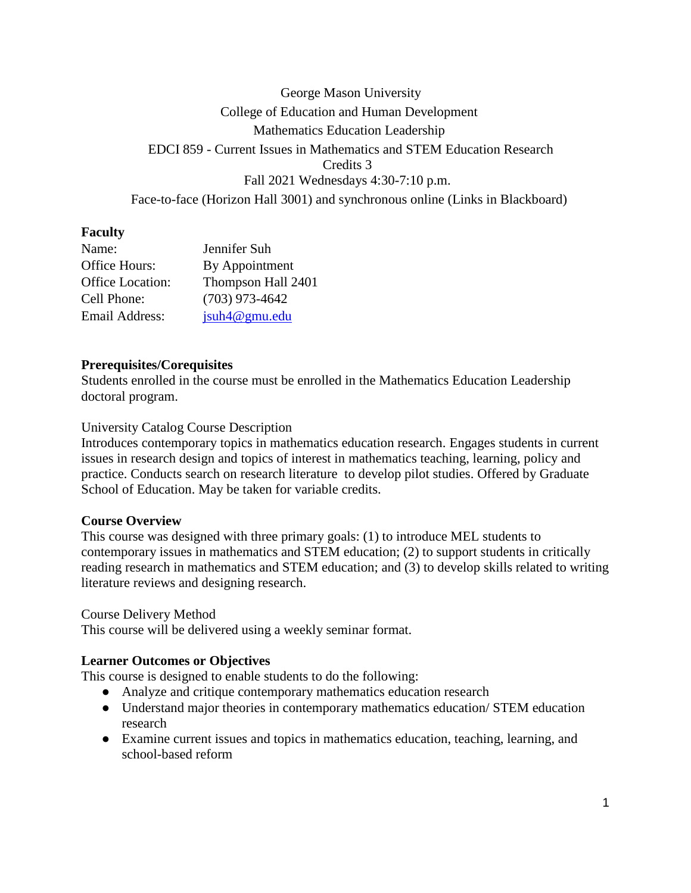George Mason University

College of Education and Human Development

Mathematics Education Leadership

EDCI 859 - Current Issues in Mathematics and STEM Education Research

Credits 3

Fall 2021 Wednesdays 4:30-7:10 p.m.

Face-to-face (Horizon Hall 3001) and synchronous online (Links in Blackboard)

**Faculty**

| | |
|---|---|
| Name: | Jennifer Suh |
| Office Hours: | By Appointment |
| Office Location: | Thompson Hall 2401 |
| Cell Phone: | (703) 973-4642 |
| Email Address: | jsuh4@gmu.edu |

**Prerequisites/Corequisites**

Students enrolled in the course must be enrolled in the Mathematics Education Leadership doctoral program.

University Catalog Course Description

Introduces contemporary topics in mathematics education research. Engages students in current issues in research design and topics of interest in mathematics teaching, learning, policy and practice. Conducts search on research literature to develop pilot studies. Offered by Graduate School of Education. May be taken for variable credits.

**Course Overview**

This course was designed with three primary goals: (1) to introduce MEL students to contemporary issues in mathematics and STEM education; (2) to support students in critically reading research in mathematics and STEM education; and (3) to develop skills related to writing literature reviews and designing research.

Course Delivery Method

This course will be delivered using a weekly seminar format.

**Learner Outcomes or Objectives**

This course is designed to enable students to do the following:

- Analyze and critique contemporary mathematics education research
- Understand major theories in contemporary mathematics education/ STEM education research
- Examine current issues and topics in mathematics education, teaching, learning, and school-based reform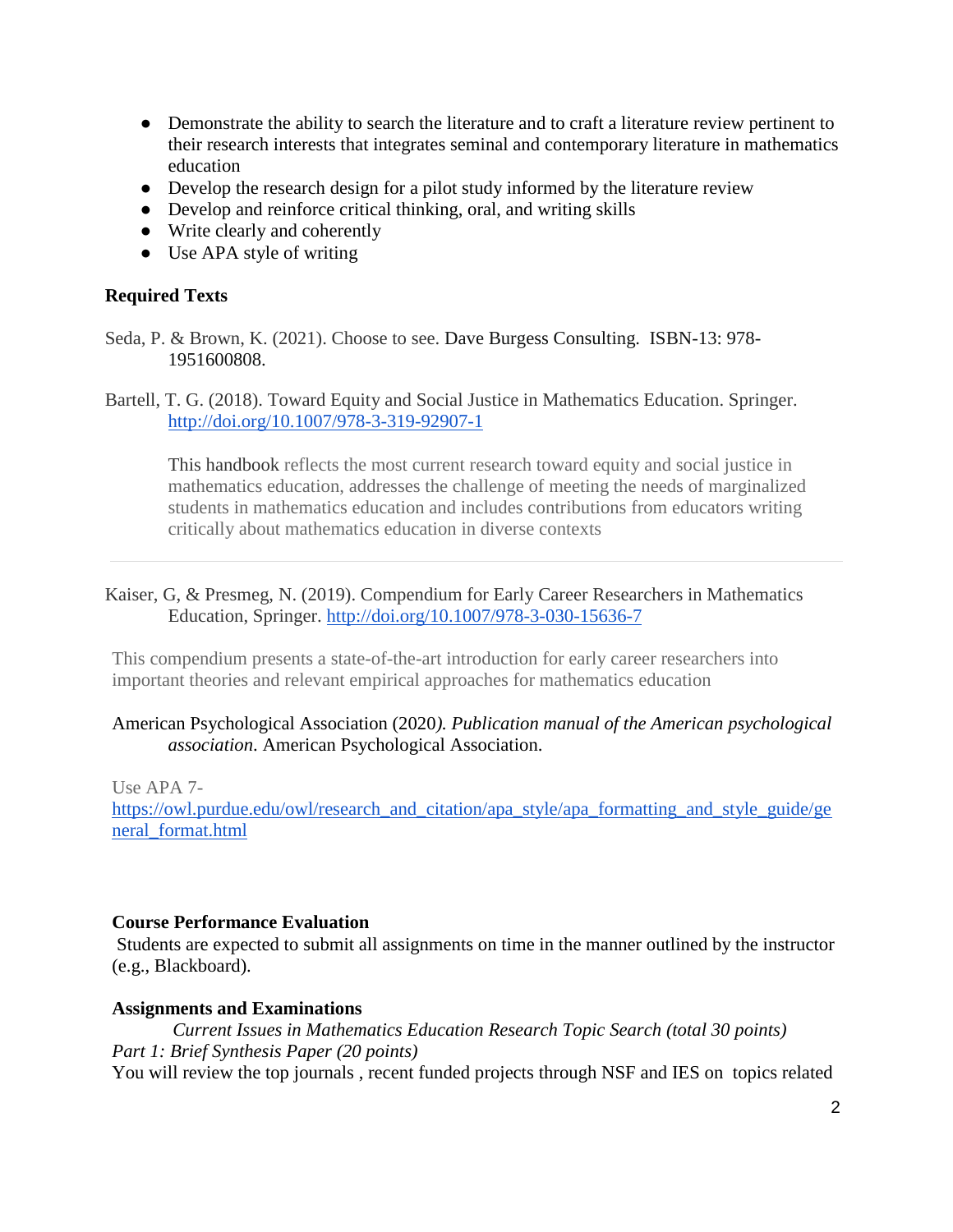- Demonstrate the ability to search the literature and to craft a literature review pertinent to their research interests that integrates seminal and contemporary literature in mathematics education
- Develop the research design for a pilot study informed by the literature review
- Develop and reinforce critical thinking, oral, and writing skills
- Write clearly and coherently
- Use APA style of writing

**Required Texts**

Seda, P. & Brown, K. (2021). Choose to see. Dave Burgess Consulting. ISBN-13: 978-1951600808.

Bartell, T. G. (2018). Toward Equity and Social Justice in Mathematics Education. Springer. http://doi.org/10.1007/978-3-319-92907-1

> This handbook reflects the most current research toward equity and social justice in mathematics education, addresses the challenge of meeting the needs of marginalized students in mathematics education and includes contributions from educators writing critically about mathematics education in diverse contexts

---

Kaiser, G, & Presmeg, N. (2019). Compendium for Early Career Researchers in Mathematics Education, Springer. http://doi.org/10.1007/978-3-030-15636-7

This compendium presents a state-of-the-art introduction for early career researchers into important theories and relevant empirical approaches for mathematics education

American Psychological Association (2020*). Publication manual of the American psychological association*. American Psychological Association.

Use APA 7- https://owl.purdue.edu/owl/research_and_citation/apa_style/apa_formatting_and_style_guide/general_format.html

**Course Performance Evaluation**

Students are expected to submit all assignments on time in the manner outlined by the instructor (e.g., Blackboard).

**Assignments and Examinations**

*Current Issues in Mathematics Education Research Topic Search (total 30 points)*

*Part 1: Brief Synthesis Paper (20 points)*

You will review the top journals , recent funded projects through NSF and IES on topics related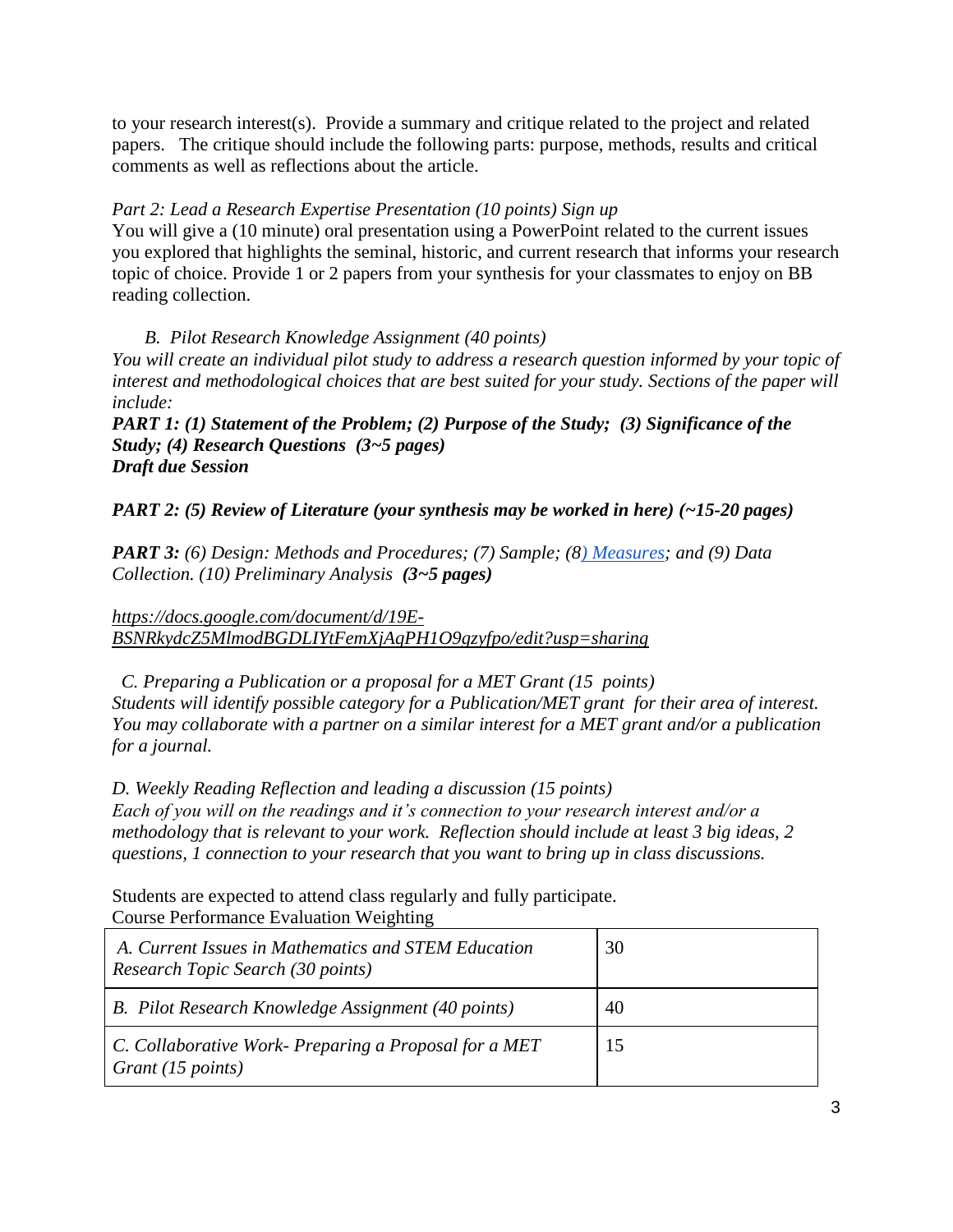to your research interest(s). Provide a summary and critique related to the project and related papers. The critique should include the following parts: purpose, methods, results and critical comments as well as reflections about the article.

*Part 2: Lead a Research Expertise Presentation (10 points) Sign up*
You will give a (10 minute) oral presentation using a PowerPoint related to the current issues you explored that highlights the seminal, historic, and current research that informs your research topic of choice. Provide 1 or 2 papers from your synthesis for your classmates to enjoy on BB reading collection.

*B. Pilot Research Knowledge Assignment (40 points)*
*You will create an individual pilot study to address a research question informed by your topic of interest and methodological choices that are best suited for your study. Sections of the paper will include:*
***PART 1: (1) Statement of the Problem; (2) Purpose of the Study; (3) Significance of the Study; (4) Research Questions (3~5 pages)***
***Draft due Session***

***PART 2: (5) Review of Literature (your synthesis may be worked in here) (~15-20 pages)***

***PART 3:** (6) Design: Methods and Procedures; (7) Sample; (8) Measures; and (9) Data Collection. (10) Preliminary Analysis **(3~5 pages)***

*https://docs.google.com/document/d/19E-BSNRkydcZ5MlmodBGDLIYtFemXjAqPH1O9gzyfpo/edit?usp=sharing*

*C. Preparing a Publication or a proposal for a MET Grant (15 points)*
*Students will identify possible category for a Publication/MET grant for their area of interest. You may collaborate with a partner on a similar interest for a MET grant and/or a publication for a journal.*

*D. Weekly Reading Reflection and leading a discussion (15 points)*
*Each of you will on the readings and it's connection to your research interest and/or a methodology that is relevant to your work. Reflection should include at least 3 big ideas, 2 questions, 1 connection to your research that you want to bring up in class discussions.*

Students are expected to attend class regularly and fully participate.
Course Performance Evaluation Weighting

| | |
|---|---|
| *A. Current Issues in Mathematics and STEM Education Research Topic Search (30 points)* | 30 |
| *B. Pilot Research Knowledge Assignment (40 points)* | 40 |
| *C. Collaborative Work- Preparing a Proposal for a MET Grant (15 points)* | 15 |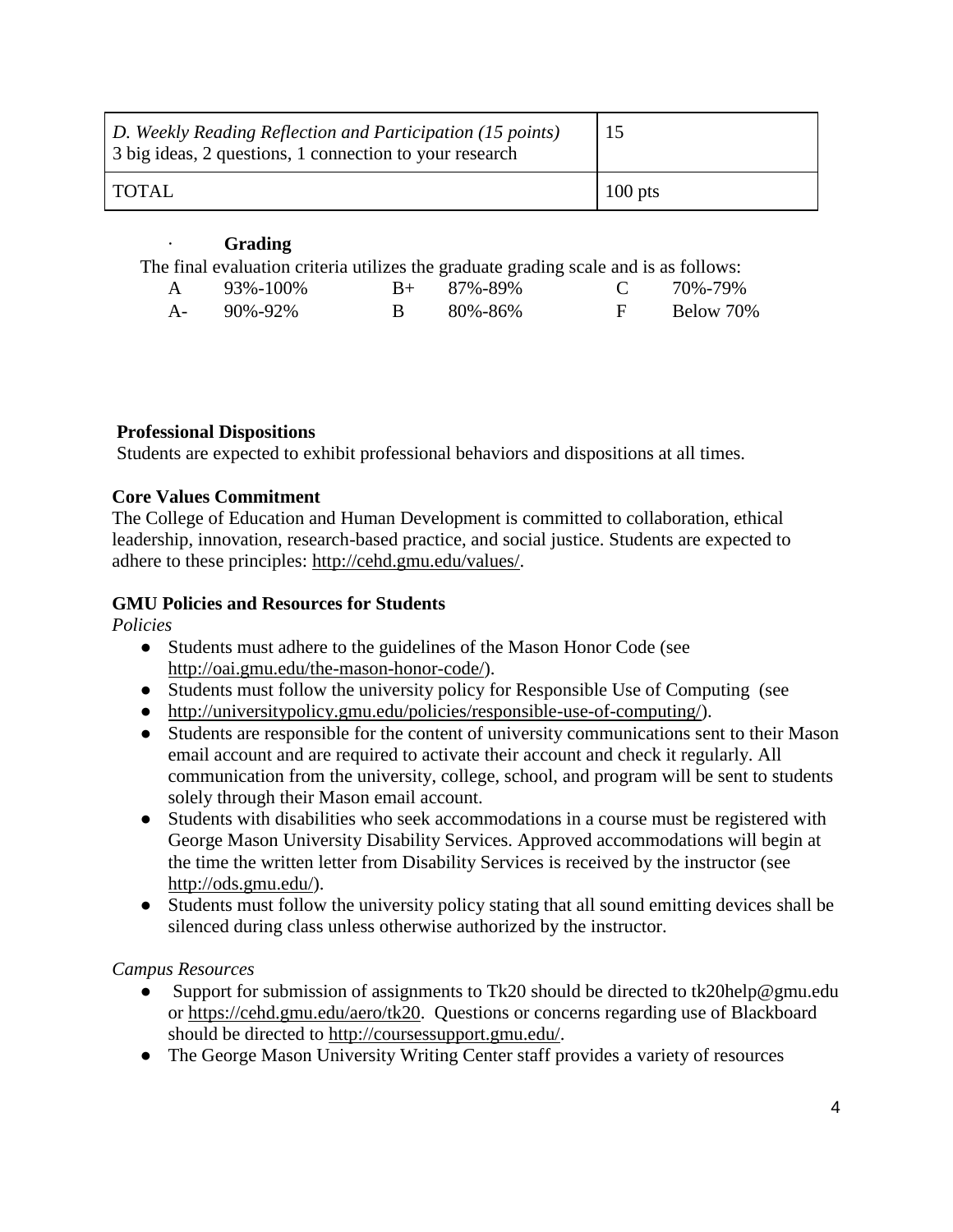| *D. Weekly Reading Reflection and Participation (15 points)* 3 big ideas, 2 questions, 1 connection to your research | 15 |
|---|---|
| TOTAL | 100 pts |

· **Grading**

The final evaluation criteria utilizes the graduate grading scale and is as follows:

| | | | | | |
|---|---|---|---|---|---|
| A | 93%-100% | B+ | 87%-89% | C | 70%-79% |
| A- | 90%-92% | B | 80%-86% | F | Below 70% |

**Professional Dispositions**

Students are expected to exhibit professional behaviors and dispositions at all times.

**Core Values Commitment**

The College of Education and Human Development is committed to collaboration, ethical leadership, innovation, research-based practice, and social justice. Students are expected to adhere to these principles: http://cehd.gmu.edu/values/.

**GMU Policies and Resources for Students**

*Policies*

- Students must adhere to the guidelines of the Mason Honor Code (see http://oai.gmu.edu/the-mason-honor-code/).
- Students must follow the university policy for Responsible Use of Computing (see
- http://universitypolicy.gmu.edu/policies/responsible-use-of-computing/).
- Students are responsible for the content of university communications sent to their Mason email account and are required to activate their account and check it regularly. All communication from the university, college, school, and program will be sent to students solely through their Mason email account.
- Students with disabilities who seek accommodations in a course must be registered with George Mason University Disability Services. Approved accommodations will begin at the time the written letter from Disability Services is received by the instructor (see http://ods.gmu.edu/).
- Students must follow the university policy stating that all sound emitting devices shall be silenced during class unless otherwise authorized by the instructor.

*Campus Resources*

- Support for submission of assignments to Tk20 should be directed to tk20help@gmu.edu or https://cehd.gmu.edu/aero/tk20. Questions or concerns regarding use of Blackboard should be directed to http://coursessupport.gmu.edu/.
- The George Mason University Writing Center staff provides a variety of resources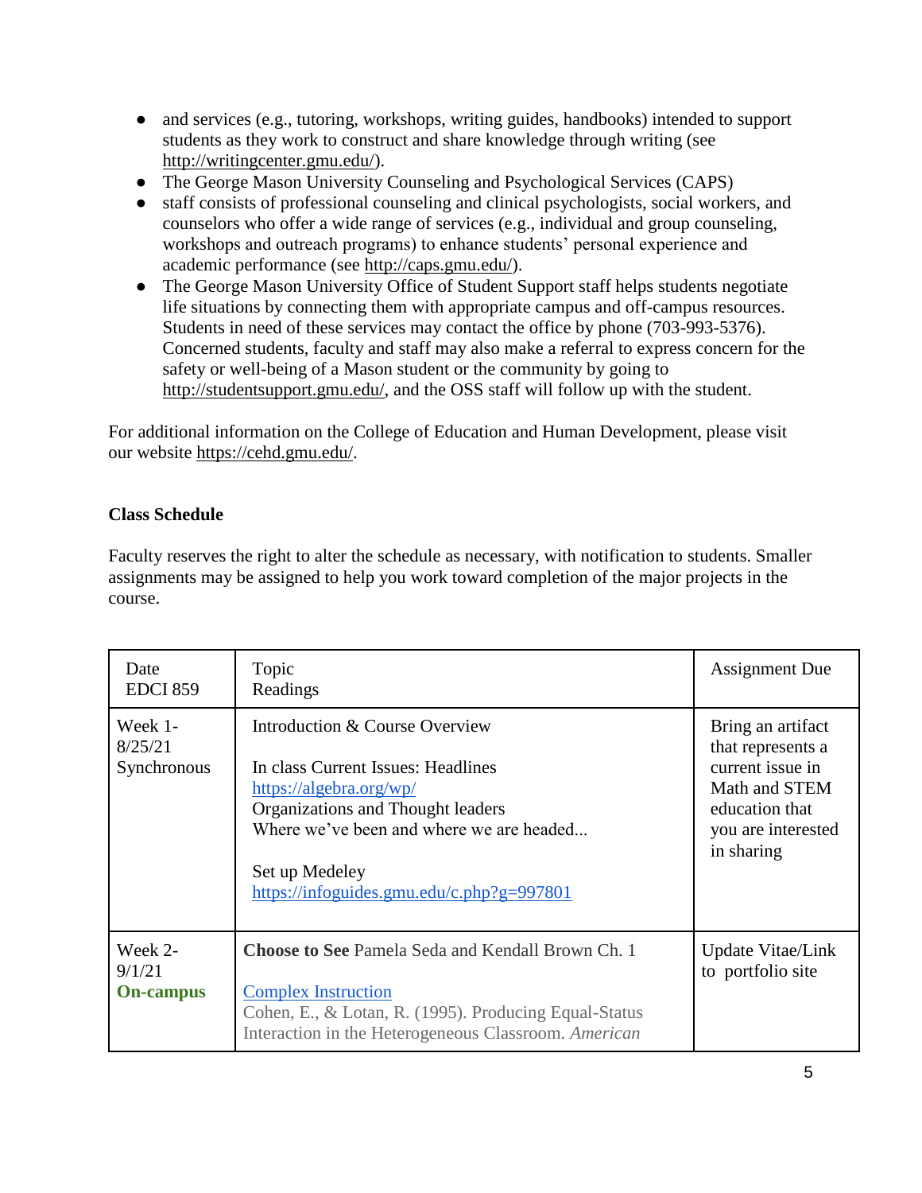- and services (e.g., tutoring, workshops, writing guides, handbooks) intended to support students as they work to construct and share knowledge through writing (see http://writingcenter.gmu.edu/).
- The George Mason University Counseling and Psychological Services (CAPS)
- staff consists of professional counseling and clinical psychologists, social workers, and counselors who offer a wide range of services (e.g., individual and group counseling, workshops and outreach programs) to enhance students' personal experience and academic performance (see http://caps.gmu.edu/).
- The George Mason University Office of Student Support staff helps students negotiate life situations by connecting them with appropriate campus and off-campus resources. Students in need of these services may contact the office by phone (703-993-5376). Concerned students, faculty and staff may also make a referral to express concern for the safety or well-being of a Mason student or the community by going to http://studentsupport.gmu.edu/, and the OSS staff will follow up with the student.

For additional information on the College of Education and Human Development, please visit our website https://cehd.gmu.edu/.

**Class Schedule**

Faculty reserves the right to alter the schedule as necessary, with notification to students. Smaller assignments may be assigned to help you work toward completion of the major projects in the course.

| Date<br>EDCI 859 | Topic<br>Readings | Assignment Due |
|---|---|---|
| Week 1-<br>8/25/21<br>Synchronous | Introduction & Course Overview<br><br>In class Current Issues: Headlines<br>https://algebra.org/wp/<br>Organizations and Thought leaders<br>Where we've been and where we are headed...<br><br>Set up Medeley<br>https://infoguides.gmu.edu/c.php?g=997801 | Bring an artifact that represents a current issue in Math and STEM education that you are interested in sharing |
| Week 2-<br>9/1/21<br>**On-campus** | **Choose to See** Pamela Seda and Kendall Brown Ch. 1<br><br>Complex Instruction<br>Cohen, E., & Lotan, R. (1995). Producing Equal-Status Interaction in the Heterogeneous Classroom. *American* | Update Vitae/Link to portfolio site |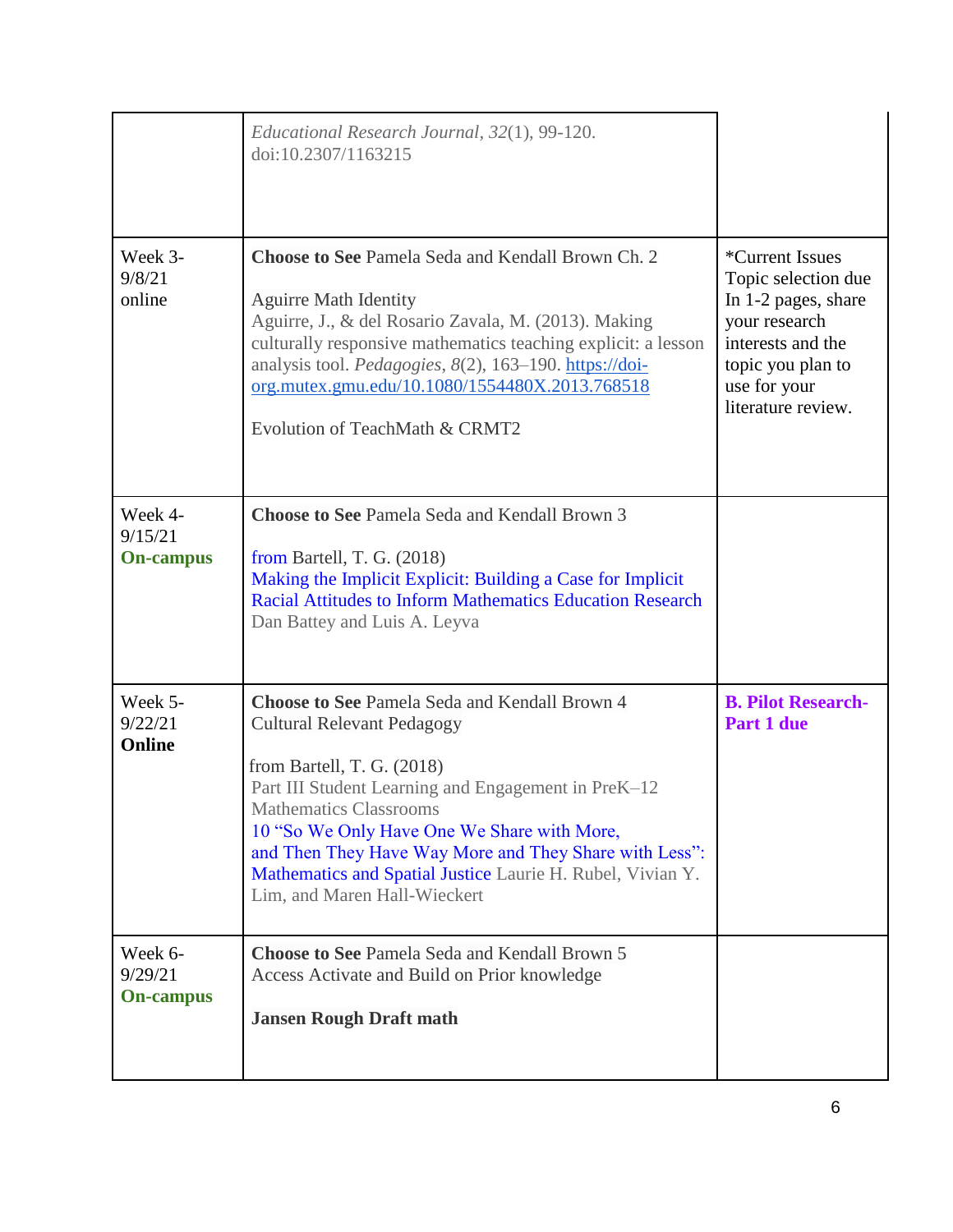| | | |
|---|---|---|
| | *Educational Research Journal*, *32*(1), 99-120. doi:10.2307/1163215 | |
| Week 3- 9/8/21 online | **Choose to See** Pamela Seda and Kendall Brown Ch. 2<br><br>Aguirre Math Identity<br>Aguirre, J., & del Rosario Zavala, M. (2013). Making culturally responsive mathematics teaching explicit: a lesson analysis tool. *Pedagogies*, *8*(2), 163–190. https://doi-org.mutex.gmu.edu/10.1080/1554480X.2013.768518<br><br>Evolution of TeachMath & CRMT2 | *Current Issues Topic selection due In 1-2 pages, share your research interests and the topic you plan to use for your literature review. |
| Week 4- 9/15/21 **On-campus** | **Choose to See** Pamela Seda and Kendall Brown 3<br><br>from Bartell, T. G. (2018)<br>Making the Implicit Explicit: Building a Case for Implicit Racial Attitudes to Inform Mathematics Education Research Dan Battey and Luis A. Leyva | |
| Week 5- 9/22/21 **Online** | **Choose to See** Pamela Seda and Kendall Brown 4<br>Cultural Relevant Pedagogy<br><br>from Bartell, T. G. (2018)<br>Part III Student Learning and Engagement in PreK–12 Mathematics Classrooms<br>10 "So We Only Have One We Share with More, and Then They Have Way More and They Share with Less": Mathematics and Spatial Justice Laurie H. Rubel, Vivian Y. Lim, and Maren Hall-Wieckert | **B. Pilot Research- Part 1 due** |
| Week 6- 9/29/21 **On-campus** | **Choose to See** Pamela Seda and Kendall Brown 5<br>Access Activate and Build on Prior knowledge<br><br>**Jansen Rough Draft math** | |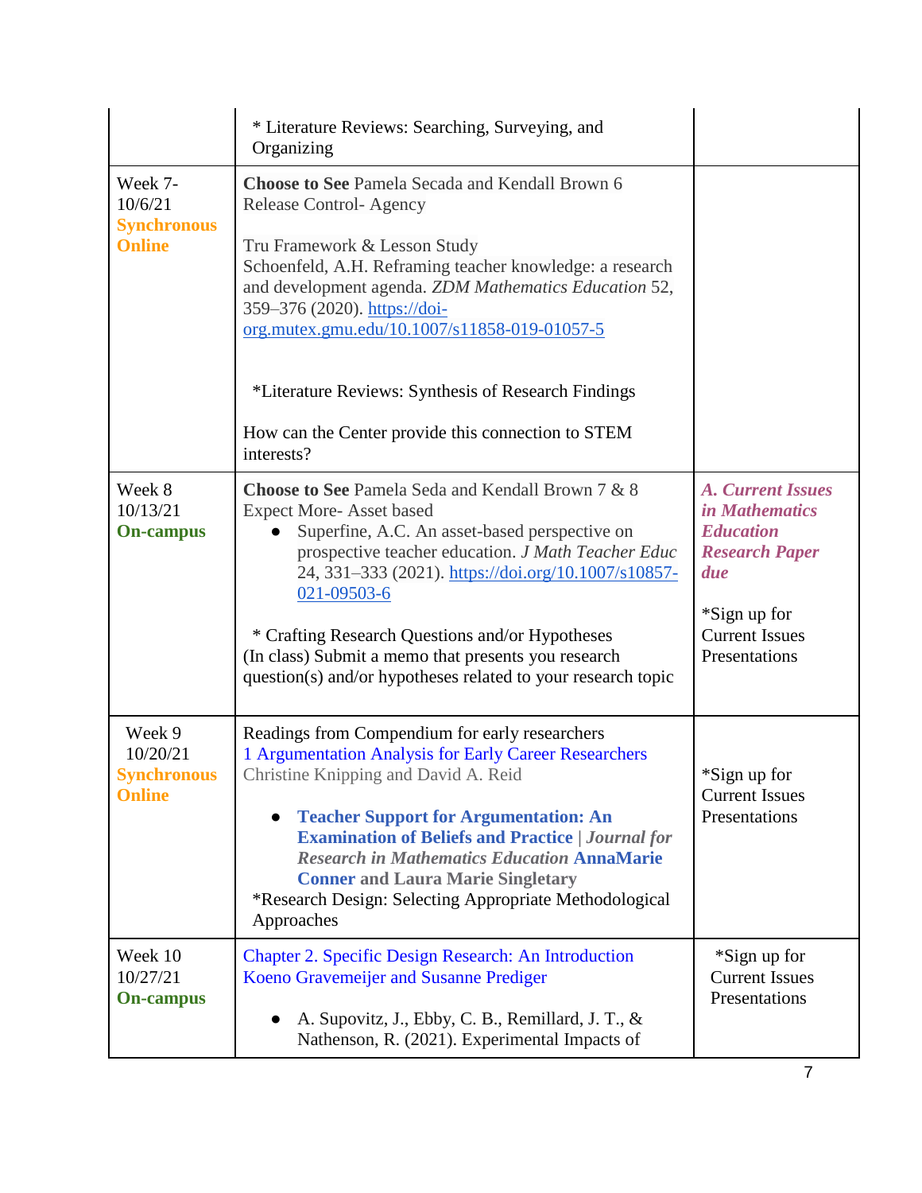| | | |
|---|---|---|
| | * Literature Reviews: Searching, Surveying, and Organizing | |
| Week 7- 10/6/21 **Synchronous Online** | **Choose to See** Pamela Secada and Kendall Brown 6 Release Control- Agency<br><br>Tru Framework & Lesson Study<br>Schoenfeld, A.H. Reframing teacher knowledge: a research and development agenda. *ZDM Mathematics Education* 52, 359–376 (2020). https://doi-org.mutex.gmu.edu/10.1007/s11858-019-01057-5<br><br>*Literature Reviews: Synthesis of Research Findings<br><br>How can the Center provide this connection to STEM interests? | |
| Week 8 10/13/21 **On-campus** | **Choose to See** Pamela Seda and Kendall Brown 7 & 8 Expect More- Asset based<br>• Superfine, A.C. An asset-based perspective on prospective teacher education. *J Math Teacher Educ* 24, 331–333 (2021). https://doi.org/10.1007/s10857-021-09503-6<br><br>* Crafting Research Questions and/or Hypotheses<br>(In class) Submit a memo that presents you research question(s) and/or hypotheses related to your research topic | ***A. Current Issues in Mathematics Education Research Paper due***<br><br>*Sign up for Current Issues Presentations |
| Week 9 10/20/21 **Synchronous Online** | Readings from Compendium for early researchers<br>1 Argumentation Analysis for Early Career Researchers<br>Christine Knipping and David A. Reid<br><br>• **Teacher Support for Argumentation: An Examination of Beliefs and Practice** \| *Journal for Research in Mathematics Education* **AnnaMarie Conner and Laura Marie Singletary**<br><br>*Research Design: Selecting Appropriate Methodological Approaches | *Sign up for Current Issues Presentations |
| Week 10 10/27/21 **On-campus** | Chapter 2. Specific Design Research: An Introduction<br>Koeno Gravemeijer and Susanne Prediger<br><br>• A. Supovitz, J., Ebby, C. B., Remillard, J. T., & Nathenson, R. (2021). Experimental Impacts of | *Sign up for Current Issues Presentations |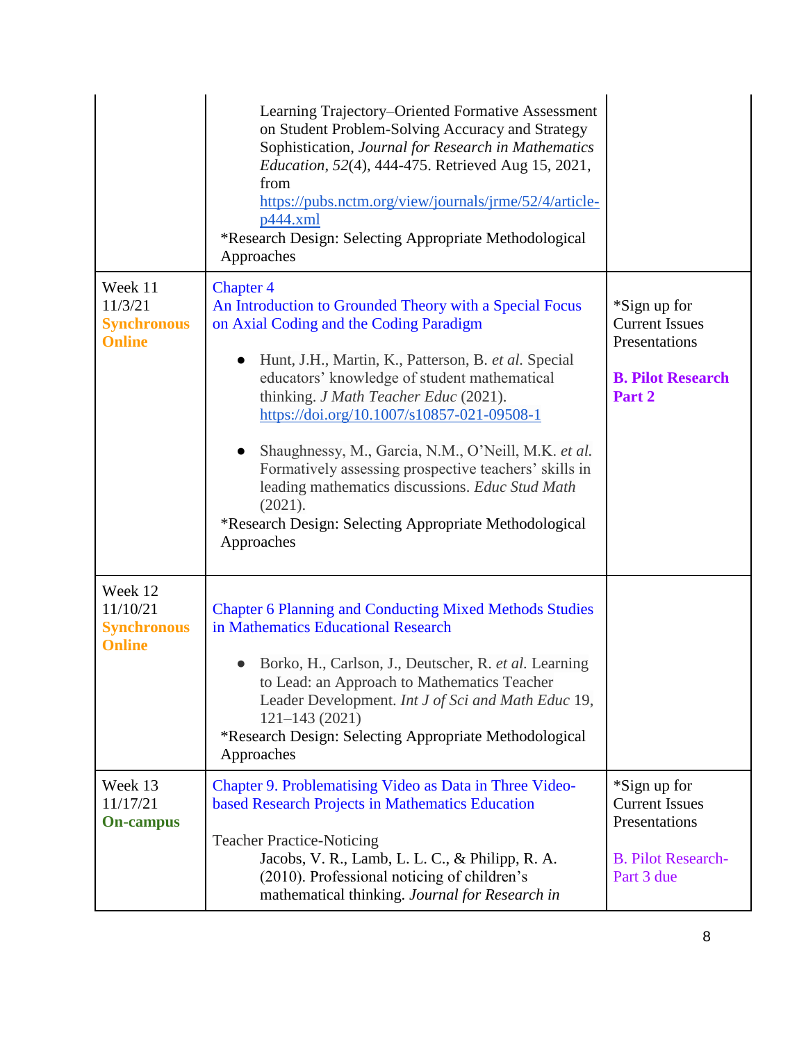| | | |
|---|---|---|
| | Learning Trajectory–Oriented Formative Assessment on Student Problem-Solving Accuracy and Strategy Sophistication, *Journal for Research in Mathematics Education*, *52*(4), 444-475. Retrieved Aug 15, 2021, from https://pubs.nctm.org/view/journals/jrme/52/4/article-p444.xml<br>*Research Design: Selecting Appropriate Methodological Approaches | |
| Week 11<br>11/3/21<br>**Synchronous Online** | Chapter 4<br>An Introduction to Grounded Theory with a Special Focus on Axial Coding and the Coding Paradigm<br>• Hunt, J.H., Martin, K., Patterson, B. *et al.* Special educators' knowledge of student mathematical thinking. *J Math Teacher Educ* (2021). https://doi.org/10.1007/s10857-021-09508-1<br>• Shaughnessy, M., Garcia, N.M., O'Neill, M.K. *et al.* Formatively assessing prospective teachers' skills in leading mathematics discussions. *Educ Stud Math* (2021).<br>*Research Design: Selecting Appropriate Methodological Approaches | *Sign up for Current Issues Presentations<br><br>**B. Pilot Research Part 2** |
| Week 12<br>11/10/21<br>**Synchronous Online** | Chapter 6 Planning and Conducting Mixed Methods Studies in Mathematics Educational Research<br>• Borko, H., Carlson, J., Deutscher, R. *et al.* Learning to Lead: an Approach to Mathematics Teacher Leader Development. *Int J of Sci and Math Educ* 19, 121–143 (2021)<br>*Research Design: Selecting Appropriate Methodological Approaches | |
| Week 13<br>11/17/21<br>**On-campus** | Chapter 9. Problematising Video as Data in Three Video-based Research Projects in Mathematics Education<br><br>Teacher Practice-Noticing<br>Jacobs, V. R., Lamb, L. L. C., & Philipp, R. A. (2010). Professional noticing of children's mathematical thinking. *Journal for Research in* | *Sign up for Current Issues Presentations<br><br>B. Pilot Research-Part 3 due |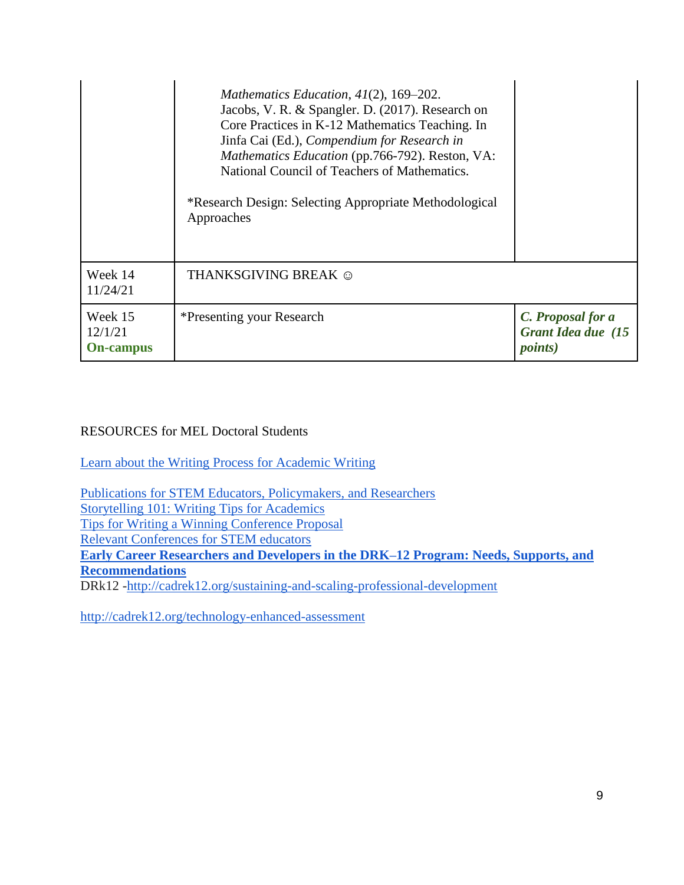| | | |
|---|---|---|
| | *Mathematics Education*, *41*(2), 169–202.<br>Jacobs, V. R. & Spangler. D. (2017). Research on Core Practices in K-12 Mathematics Teaching. In Jinfa Cai (Ed.), *Compendium for Research in Mathematics Education* (pp.766-792). Reston, VA: National Council of Teachers of Mathematics.<br><br>*Research Design: Selecting Appropriate Methodological Approaches | |
| Week 14<br>11/24/21 | THANKSGIVING BREAK ☺ | |
| Week 15<br>12/1/21<br>**On-campus** | *Presenting your Research | ***C. Proposal for a Grant Idea due (15 points)*** |

RESOURCES for MEL Doctoral Students

Learn about the Writing Process for Academic Writing

Publications for STEM Educators, Policymakers, and Researchers
Storytelling 101: Writing Tips for Academics
Tips for Writing a Winning Conference Proposal
Relevant Conferences for STEM educators
**Early Career Researchers and Developers in the DRK–12 Program: Needs, Supports, and Recommendations**
DRk12 -http://cadrek12.org/sustaining-and-scaling-professional-development

http://cadrek12.org/technology-enhanced-assessment